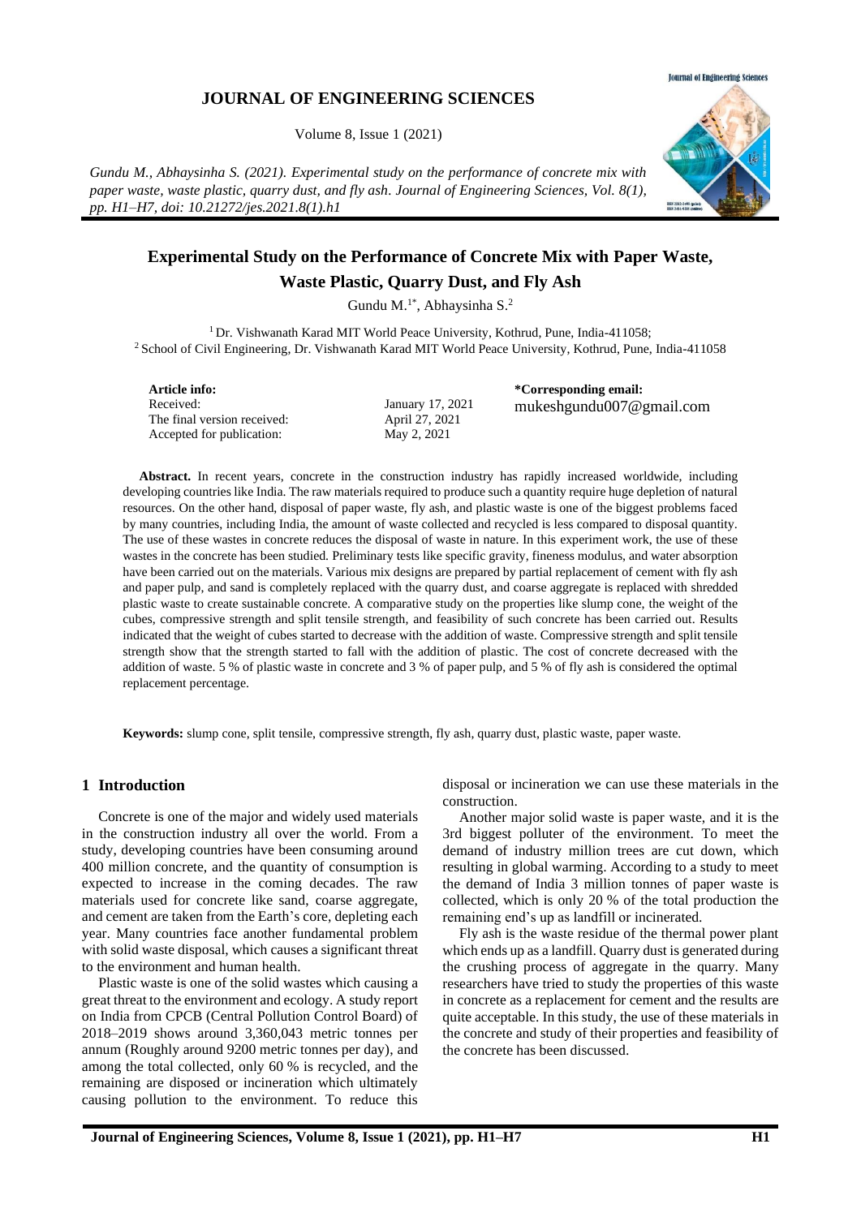# JOURNAL OF ENGINEERING SCIENCES

Volume 8, Issue 1 (2021)

*Gundu M., Abhaysinha S. (2021). Experimental study on the performance of concrete mix with paper waste, waste plastic, quarry dust, and fly ash. Journal of Engineering Sciences, Vol. 8(1), pp. H1–H7, doi: 10.21272/jes.2021.8(1).h1*

## Experimental Study on the Performance of Concrete Mix with Paper Waste, Waste Plastic, Quarry Dust, and Fly Ash

Gundu M.[1*], Abhaysinha S.[2]

[1] Dr. Vishwanath Karad MIT World Peace University, Kothrud, Pune, India-411058;
[2] School of Civil Engineering, Dr. Vishwanath Karad MIT World Peace University, Kothrud, Pune, India-411058

**Article info:**

| | |
|---|---|
| Received: | January 17, 2021 |
| The final version received: | April 27, 2021 |
| Accepted for publication: | May 2, 2021 |

***Corresponding email:**
mukeshgundu007@gmail.com

**Abstract.** In recent years, concrete in the construction industry has rapidly increased worldwide, including developing countries like India. The raw materials required to produce such a quantity require huge depletion of natural resources. On the other hand, disposal of paper waste, fly ash, and plastic waste is one of the biggest problems faced by many countries, including India, the amount of waste collected and recycled is less compared to disposal quantity. The use of these wastes in concrete reduces the disposal of waste in nature. In this experiment work, the use of these wastes in the concrete has been studied. Preliminary tests like specific gravity, fineness modulus, and water absorption have been carried out on the materials. Various mix designs are prepared by partial replacement of cement with fly ash and paper pulp, and sand is completely replaced with the quarry dust, and coarse aggregate is replaced with shredded plastic waste to create sustainable concrete. A comparative study on the properties like slump cone, the weight of the cubes, compressive strength and split tensile strength, and feasibility of such concrete has been carried out. Results indicated that the weight of cubes started to decrease with the addition of waste. Compressive strength and split tensile strength show that the strength started to fall with the addition of plastic. The cost of concrete decreased with the addition of waste. 5 % of plastic waste in concrete and 3 % of paper pulp, and 5 % of fly ash is considered the optimal replacement percentage.

**Keywords:** slump cone, split tensile, compressive strength, fly ash, quarry dust, plastic waste, paper waste.

## 1 Introduction

Concrete is one of the major and widely used materials in the construction industry all over the world. From a study, developing countries have been consuming around 400 million concrete, and the quantity of consumption is expected to increase in the coming decades. The raw materials used for concrete like sand, coarse aggregate, and cement are taken from the Earth's core, depleting each year. Many countries face another fundamental problem with solid waste disposal, which causes a significant threat to the environment and human health.

Plastic waste is one of the solid wastes which causing a great threat to the environment and ecology. A study report on India from CPCB (Central Pollution Control Board) of 2018–2019 shows around 3,360,043 metric tonnes per annum (Roughly around 9200 metric tonnes per day), and among the total collected, only 60 % is recycled, and the remaining are disposed or incineration which ultimately causing pollution to the environment. To reduce this disposal or incineration we can use these materials in the construction.

Another major solid waste is paper waste, and it is the 3rd biggest polluter of the environment. To meet the demand of industry million trees are cut down, which resulting in global warming. According to a study to meet the demand of India 3 million tonnes of paper waste is collected, which is only 20 % of the total production the remaining end's up as landfill or incinerated.

Fly ash is the waste residue of the thermal power plant which ends up as a landfill. Quarry dust is generated during the crushing process of aggregate in the quarry. Many researchers have tried to study the properties of this waste in concrete as a replacement for cement and the results are quite acceptable. In this study, the use of these materials in the concrete and study of their properties and feasibility of the concrete has been discussed.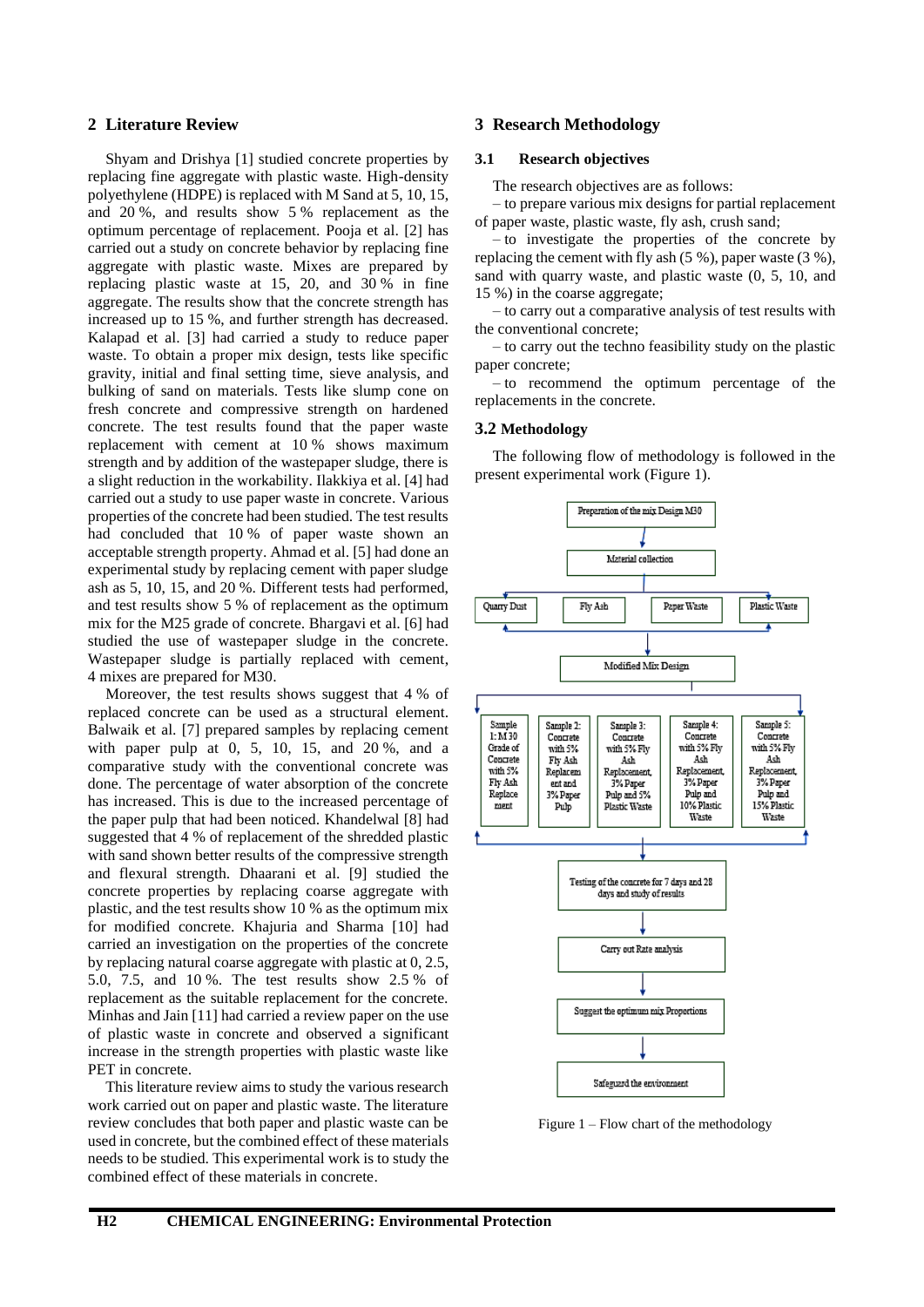## 2 Literature Review

Shyam and Drishya [1] studied concrete properties by replacing fine aggregate with plastic waste. High-density polyethylene (HDPE) is replaced with M Sand at 5, 10, 15, and 20 %, and results show 5 % replacement as the optimum percentage of replacement. Pooja et al. [2] has carried out a study on concrete behavior by replacing fine aggregate with plastic waste. Mixes are prepared by replacing plastic waste at 15, 20, and 30 % in fine aggregate. The results show that the concrete strength has increased up to 15 %, and further strength has decreased. Kalapad et al. [3] had carried a study to reduce paper waste. To obtain a proper mix design, tests like specific gravity, initial and final setting time, sieve analysis, and bulking of sand on materials. Tests like slump cone on fresh concrete and compressive strength on hardened concrete. The test results found that the paper waste replacement with cement at 10 % shows maximum strength and by addition of the wastepaper sludge, there is a slight reduction in the workability. Ilakkiya et al. [4] had carried out a study to use paper waste in concrete. Various properties of the concrete had been studied. The test results had concluded that 10 % of paper waste shown an acceptable strength property. Ahmad et al. [5] had done an experimental study by replacing cement with paper sludge ash as 5, 10, 15, and 20 %. Different tests had performed, and test results show 5 % of replacement as the optimum mix for the M25 grade of concrete. Bhargavi et al. [6] had studied the use of wastepaper sludge in the concrete. Wastepaper sludge is partially replaced with cement, 4 mixes are prepared for M30.

Moreover, the test results shows suggest that 4 % of replaced concrete can be used as a structural element. Balwaik et al. [7] prepared samples by replacing cement with paper pulp at 0, 5, 10, 15, and 20 %, and a comparative study with the conventional concrete was done. The percentage of water absorption of the concrete has increased. This is due to the increased percentage of the paper pulp that had been noticed. Khandelwal [8] had suggested that 4 % of replacement of the shredded plastic with sand shown better results of the compressive strength and flexural strength. Dhaarani et al. [9] studied the concrete properties by replacing coarse aggregate with plastic, and the test results show 10 % as the optimum mix for modified concrete. Khajuria and Sharma [10] had carried an investigation on the properties of the concrete by replacing natural coarse aggregate with plastic at 0, 2.5, 5.0, 7.5, and 10 %. The test results show 2.5 % of replacement as the suitable replacement for the concrete. Minhas and Jain [11] had carried a review paper on the use of plastic waste in concrete and observed a significant increase in the strength properties with plastic waste like PET in concrete.

This literature review aims to study the various research work carried out on paper and plastic waste. The literature review concludes that both paper and plastic waste can be used in concrete, but the combined effect of these materials needs to be studied. This experimental work is to study the combined effect of these materials in concrete.

## 3 Research Methodology

### 3.1 Research objectives

The research objectives are as follows:

– to prepare various mix designs for partial replacement of paper waste, plastic waste, fly ash, crush sand;

– to investigate the properties of the concrete by replacing the cement with fly ash (5 %), paper waste (3 %), sand with quarry waste, and plastic waste (0, 5, 10, and 15 %) in the coarse aggregate;

– to carry out a comparative analysis of test results with the conventional concrete;

– to carry out the techno feasibility study on the plastic paper concrete;

– to recommend the optimum percentage of the replacements in the concrete.

### 3.2 Methodology

The following flow of methodology is followed in the present experimental work (Figure 1).

Preparation of the mix Design M30 → Material collection → Quarry Dust | Fly Ash | Paper Waste | Plastic Waste → Modified Mix Design → Sample 1: M30 Grade of Concrete with 5% Fly Ash Replacement | Sample 2: Concrete with 5% Fly Ash Replacement and 3% Paper Pulp | Sample 3: Concrete with 5% Fly Ash Replacement, 3% Paper Pulp and 5% Plastic Waste | Sample 4: Concrete with 5% Fly Ash Replacement, 3% Paper Pulp and 10% Plastic Waste | Sample 5: Concrete with 5% Fly Ash Replacement, 3% Paper Pulp and 15% Plastic Waste → Testing of the concrete for 7 days and 28 days and study of results → Carry out Rate analysis → Suggest the optimum mix Proportions → Safeguard the environment

Figure 1 – Flow chart of the methodology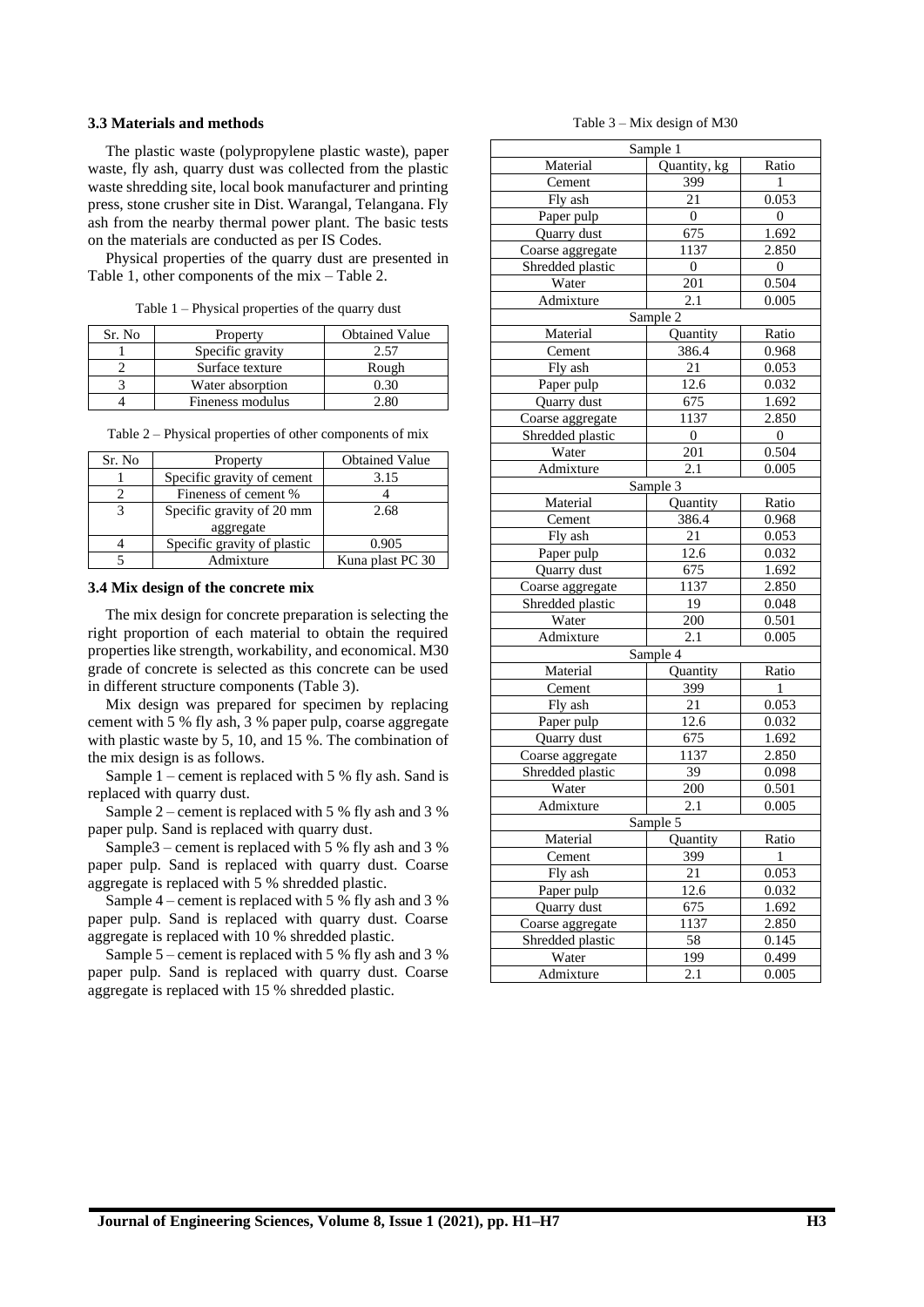### 3.3 Materials and methods

The plastic waste (polypropylene plastic waste), paper waste, fly ash, quarry dust was collected from the plastic waste shredding site, local book manufacturer and printing press, stone crusher site in Dist. Warangal, Telangana. Fly ash from the nearby thermal power plant. The basic tests on the materials are conducted as per IS Codes.

Physical properties of the quarry dust are presented in Table 1, other components of the mix – Table 2.

Table 1 – Physical properties of the quarry dust

| Sr. No | Property | Obtained Value |
|---|---|---|
| 1 | Specific gravity | 2.57 |
| 2 | Surface texture | Rough |
| 3 | Water absorption | 0.30 |
| 4 | Fineness modulus | 2.80 |

Table 2 – Physical properties of other components of mix

| Sr. No | Property | Obtained Value |
|---|---|---|
| 1 | Specific gravity of cement | 3.15 |
| 2 | Fineness of cement % | 4 |
| 3 | Specific gravity of 20 mm aggregate | 2.68 |
| 4 | Specific gravity of plastic | 0.905 |
| 5 | Admixture | Kuna plast PC 30 |

### 3.4 Mix design of the concrete mix

The mix design for concrete preparation is selecting the right proportion of each material to obtain the required properties like strength, workability, and economical. M30 grade of concrete is selected as this concrete can be used in different structure components (Table 3).

Mix design was prepared for specimen by replacing cement with 5 % fly ash, 3 % paper pulp, coarse aggregate with plastic waste by 5, 10, and 15 %. The combination of the mix design is as follows.

Sample 1 – cement is replaced with 5 % fly ash. Sand is replaced with quarry dust.

Sample 2 – cement is replaced with 5 % fly ash and 3 % paper pulp. Sand is replaced with quarry dust.

Sample3 – cement is replaced with 5 % fly ash and 3 % paper pulp. Sand is replaced with quarry dust. Coarse aggregate is replaced with 5 % shredded plastic.

Sample 4 – cement is replaced with 5 % fly ash and 3 % paper pulp. Sand is replaced with quarry dust. Coarse aggregate is replaced with 10 % shredded plastic.

Sample 5 – cement is replaced with 5 % fly ash and 3 % paper pulp. Sand is replaced with quarry dust. Coarse aggregate is replaced with 15 % shredded plastic.

Table 3 – Mix design of M30

| Sample 1 | | |
|---|---|---|
| Material | Quantity, kg | Ratio |
| Cement | 399 | 1 |
| Fly ash | 21 | 0.053 |
| Paper pulp | 0 | 0 |
| Quarry dust | 675 | 1.692 |
| Coarse aggregate | 1137 | 2.850 |
| Shredded plastic | 0 | 0 |
| Water | 201 | 0.504 |
| Admixture | 2.1 | 0.005 |
| Sample 2 | | |
| Material | Quantity | Ratio |
| Cement | 386.4 | 0.968 |
| Fly ash | 21 | 0.053 |
| Paper pulp | 12.6 | 0.032 |
| Quarry dust | 675 | 1.692 |
| Coarse aggregate | 1137 | 2.850 |
| Shredded plastic | 0 | 0 |
| Water | 201 | 0.504 |
| Admixture | 2.1 | 0.005 |
| Sample 3 | | |
| Material | Quantity | Ratio |
| Cement | 386.4 | 0.968 |
| Fly ash | 21 | 0.053 |
| Paper pulp | 12.6 | 0.032 |
| Quarry dust | 675 | 1.692 |
| Coarse aggregate | 1137 | 2.850 |
| Shredded plastic | 19 | 0.048 |
| Water | 200 | 0.501 |
| Admixture | 2.1 | 0.005 |
| Sample 4 | | |
| Material | Quantity | Ratio |
| Cement | 399 | 1 |
| Fly ash | 21 | 0.053 |
| Paper pulp | 12.6 | 0.032 |
| Quarry dust | 675 | 1.692 |
| Coarse aggregate | 1137 | 2.850 |
| Shredded plastic | 39 | 0.098 |
| Water | 200 | 0.501 |
| Admixture | 2.1 | 0.005 |
| Sample 5 | | |
| Material | Quantity | Ratio |
| Cement | 399 | 1 |
| Fly ash | 21 | 0.053 |
| Paper pulp | 12.6 | 0.032 |
| Quarry dust | 675 | 1.692 |
| Coarse aggregate | 1137 | 2.850 |
| Shredded plastic | 58 | 0.145 |
| Water | 199 | 0.499 |
| Admixture | 2.1 | 0.005 |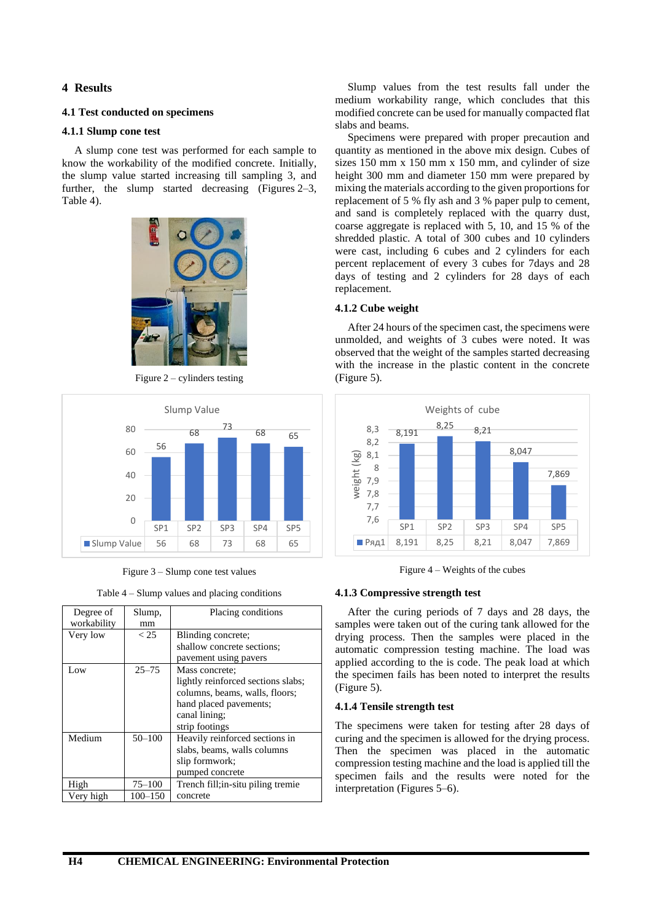## 4 Results

### 4.1 Test conducted on specimens

#### 4.1.1 Slump cone test

A slump cone test was performed for each sample to know the workability of the modified concrete. Initially, the slump value started increasing till sampling 3, and further, the slump started decreasing (Figures 2–3, Table 4).

Figure 2 – cylinders testing

Figure 3 – Slump cone test values

Table 4 – Slump values and placing conditions

| Degree of workability | Slump, mm | Placing conditions |
|---|---|---|
| Very low | < 25 | Blinding concrete; shallow concrete sections; pavement using pavers |
| Low | 25–75 | Mass concrete; lightly reinforced sections slabs; columns, beams, walls, floors; hand placed pavements; canal lining; strip footings |
| Medium | 50–100 | Heavily reinforced sections in slabs, beams, walls columns slip formwork; pumped concrete |
| High | 75–100 | Trench fill;in-situ piling tremie |
| Very high | 100–150 | concrete |

Slump values from the test results fall under the medium workability range, which concludes that this modified concrete can be used for manually compacted flat slabs and beams.

Specimens were prepared with proper precaution and quantity as mentioned in the above mix design. Cubes of sizes 150 mm x 150 mm x 150 mm, and cylinder of size height 300 mm and diameter 150 mm were prepared by mixing the materials according to the given proportions for replacement of 5 % fly ash and 3 % paper pulp to cement, and sand is completely replaced with the quarry dust, coarse aggregate is replaced with 5, 10, and 15 % of the shredded plastic. A total of 300 cubes and 10 cylinders were cast, including 6 cubes and 2 cylinders for each percent replacement of every 3 cubes for 7days and 28 days of testing and 2 cylinders for 28 days of each replacement.

#### 4.1.2 Cube weight

After 24 hours of the specimen cast, the specimens were unmolded, and weights of 3 cubes were noted. It was observed that the weight of the samples started decreasing with the increase in the plastic content in the concrete (Figure 5).

Figure 4 – Weights of the cubes

#### 4.1.3 Compressive strength test

After the curing periods of 7 days and 28 days, the samples were taken out of the curing tank allowed for the drying process. Then the samples were placed in the automatic compression testing machine. The load was applied according to the is code. The peak load at which the specimen fails has been noted to interpret the results (Figure 5).

#### 4.1.4 Tensile strength test

The specimens were taken for testing after 28 days of curing and the specimen is allowed for the drying process. Then the specimen was placed in the automatic compression testing machine and the load is applied till the specimen fails and the results were noted for the interpretation (Figures 5–6).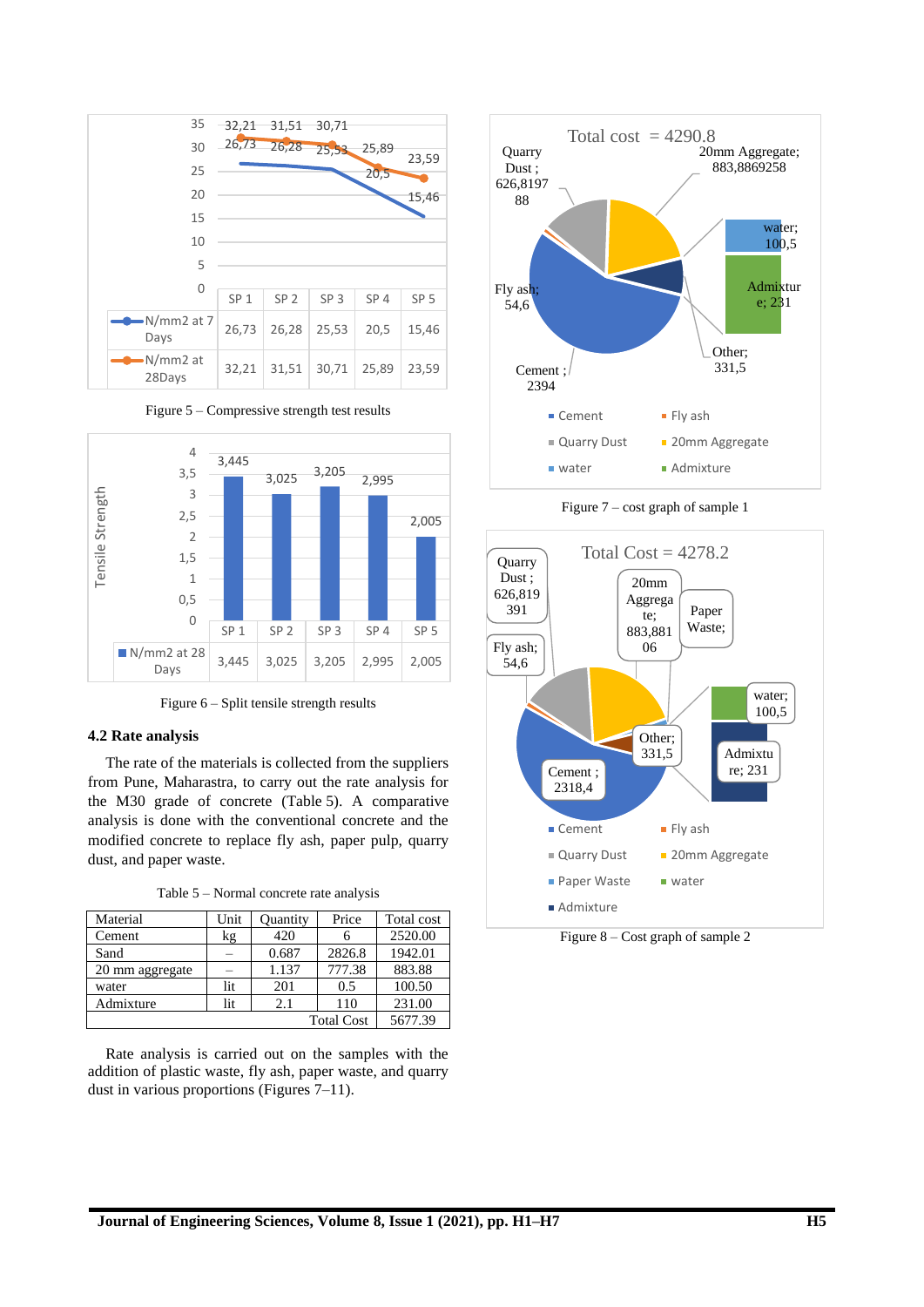| | SP 1 | SP 2 | SP 3 | SP 4 | SP 5 |
|---|---|---|---|---|---|
| N/mm2 at 7 Days | 26,73 | 26,28 | 25,53 | 20,5 | 15,46 |
| N/mm2 at 28Days | 32,21 | 31,51 | 30,71 | 25,89 | 23,59 |

Figure 5 – Compressive strength test results

| | SP 1 | SP 2 | SP 3 | SP 4 | SP 5 |
|---|---|---|---|---|---|
| N/mm2 at 28 Days | 3,445 | 3,025 | 3,205 | 2,995 | 2,005 |

Figure 6 – Split tensile strength results

### 4.2 Rate analysis

The rate of the materials is collected from the suppliers from Pune, Maharastra, to carry out the rate analysis for the M30 grade of concrete (Table 5). A comparative analysis is done with the conventional concrete and the modified concrete to replace fly ash, paper pulp, quarry dust, and paper waste.

Table 5 – Normal concrete rate analysis

| Material | Unit | Quantity | Price | Total cost |
|---|---|---|---|---|
| Cement | kg | 420 | 6 | 2520.00 |
| Sand | – | 0.687 | 2826.8 | 1942.01 |
| 20 mm aggregate | – | 1.137 | 777.38 | 883.88 |
| water | lit | 201 | 0.5 | 100.50 |
| Admixture | lit | 2.1 | 110 | 231.00 |
| | | | Total Cost | 5677.39 |

Rate analysis is carried out on the samples with the addition of plastic waste, fly ash, paper waste, and quarry dust in various proportions (Figures 7–11).

Total cost = 4290.8

Quarry Dust ; 626,819788; 20mm Aggregate; 883,8869258; water; 100,5; Admixture; 231; Other; 331,5; Cement ; 2394; Fly ash; 54,6

Figure 7 – cost graph of sample 1

Total Cost = 4278.2

Quarry Dust ; 626,819391; 20mm Aggregate; 883,88106; Paper Waste; Fly ash; 54,6; water; 100,5; Other; 331,5; Admixture; 231; Cement ; 2318,4

Figure 8 – Cost graph of sample 2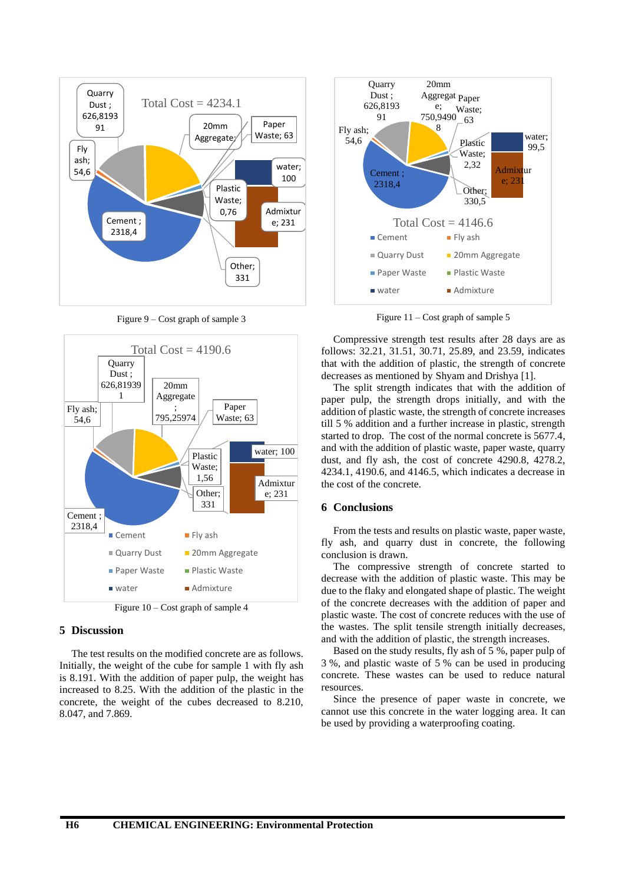Figure 9 – Cost graph of sample 3

Figure 10 – Cost graph of sample 4

## 5 Discussion

The test results on the modified concrete are as follows. Initially, the weight of the cube for sample 1 with fly ash is 8.191. With the addition of paper pulp, the weight has increased to 8.25. With the addition of the plastic in the concrete, the weight of the cubes decreased to 8.210, 8.047, and 7.869.

Figure 11 – Cost graph of sample 5

Compressive strength test results after 28 days are as follows: 32.21, 31.51, 30.71, 25.89, and 23.59, indicates that with the addition of plastic, the strength of concrete decreases as mentioned by Shyam and Drishya [1].

The split strength indicates that with the addition of paper pulp, the strength drops initially, and with the addition of plastic waste, the strength of concrete increases till 5 % addition and a further increase in plastic, strength started to drop. The cost of the normal concrete is 5677.4, and with the addition of plastic waste, paper waste, quarry dust, and fly ash, the cost of concrete 4290.8, 4278.2, 4234.1, 4190.6, and 4146.5, which indicates a decrease in the cost of the concrete.

## 6 Conclusions

From the tests and results on plastic waste, paper waste, fly ash, and quarry dust in concrete, the following conclusion is drawn.

The compressive strength of concrete started to decrease with the addition of plastic waste. This may be due to the flaky and elongated shape of plastic. The weight of the concrete decreases with the addition of paper and plastic waste. The cost of concrete reduces with the use of the wastes. The split tensile strength initially decreases, and with the addition of plastic, the strength increases.

Based on the study results, fly ash of 5 %, paper pulp of 3 %, and plastic waste of 5 % can be used in producing concrete. These wastes can be used to reduce natural resources.

Since the presence of paper waste in concrete, we cannot use this concrete in the water logging area. It can be used by providing a waterproofing coating.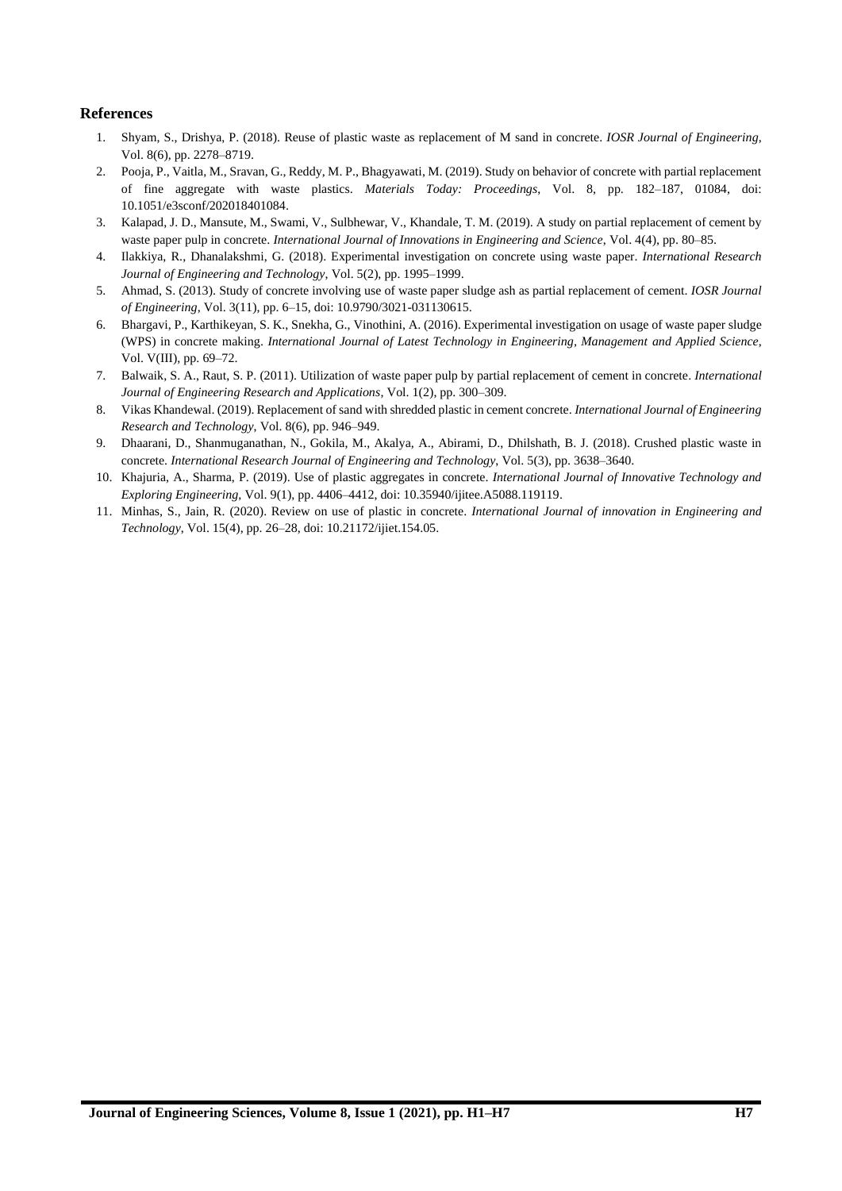## References

1. Shyam, S., Drishya, P. (2018). Reuse of plastic waste as replacement of M sand in concrete. *IOSR Journal of Engineering*, Vol. 8(6), pp. 2278–8719.
2. Pooja, P., Vaitla, M., Sravan, G., Reddy, M. P., Bhagyawati, M. (2019). Study on behavior of concrete with partial replacement of fine aggregate with waste plastics. *Materials Today: Proceedings*, Vol. 8, pp. 182–187, 01084, doi: 10.1051/e3sconf/202018401084.
3. Kalapad, J. D., Mansute, M., Swami, V., Sulbhewar, V., Khandale, T. M. (2019). A study on partial replacement of cement by waste paper pulp in concrete. *International Journal of Innovations in Engineering and Science*, Vol. 4(4), pp. 80–85.
4. Ilakkiya, R., Dhanalakshmi, G. (2018). Experimental investigation on concrete using waste paper. *International Research Journal of Engineering and Technology*, Vol. 5(2), pp. 1995–1999.
5. Ahmad, S. (2013). Study of concrete involving use of waste paper sludge ash as partial replacement of cement. *IOSR Journal of Engineering*, Vol. 3(11), pp. 6–15, doi: 10.9790/3021-031130615.
6. Bhargavi, P., Karthikeyan, S. K., Snekha, G., Vinothini, A. (2016). Experimental investigation on usage of waste paper sludge (WPS) in concrete making. *International Journal of Latest Technology in Engineering, Management and Applied Science*, Vol. V(III), pp. 69–72.
7. Balwaik, S. A., Raut, S. P. (2011). Utilization of waste paper pulp by partial replacement of cement in concrete. *International Journal of Engineering Research and Applications*, Vol. 1(2), pp. 300–309.
8. Vikas Khandewal. (2019). Replacement of sand with shredded plastic in cement concrete. *International Journal of Engineering Research and Technology*, Vol. 8(6), pp. 946–949.
9. Dhaarani, D., Shanmuganathan, N., Gokila, M., Akalya, A., Abirami, D., Dhilshath, B. J. (2018). Crushed plastic waste in concrete. *International Research Journal of Engineering and Technology*, Vol. 5(3), pp. 3638–3640.
10. Khajuria, A., Sharma, P. (2019). Use of plastic aggregates in concrete. *International Journal of Innovative Technology and Exploring Engineering*, Vol. 9(1), pp. 4406–4412, doi: 10.35940/ijitee.A5088.119119.
11. Minhas, S., Jain, R. (2020). Review on use of plastic in concrete. *International Journal of innovation in Engineering and Technology*, Vol. 15(4), pp. 26–28, doi: 10.21172/ijiet.154.05.